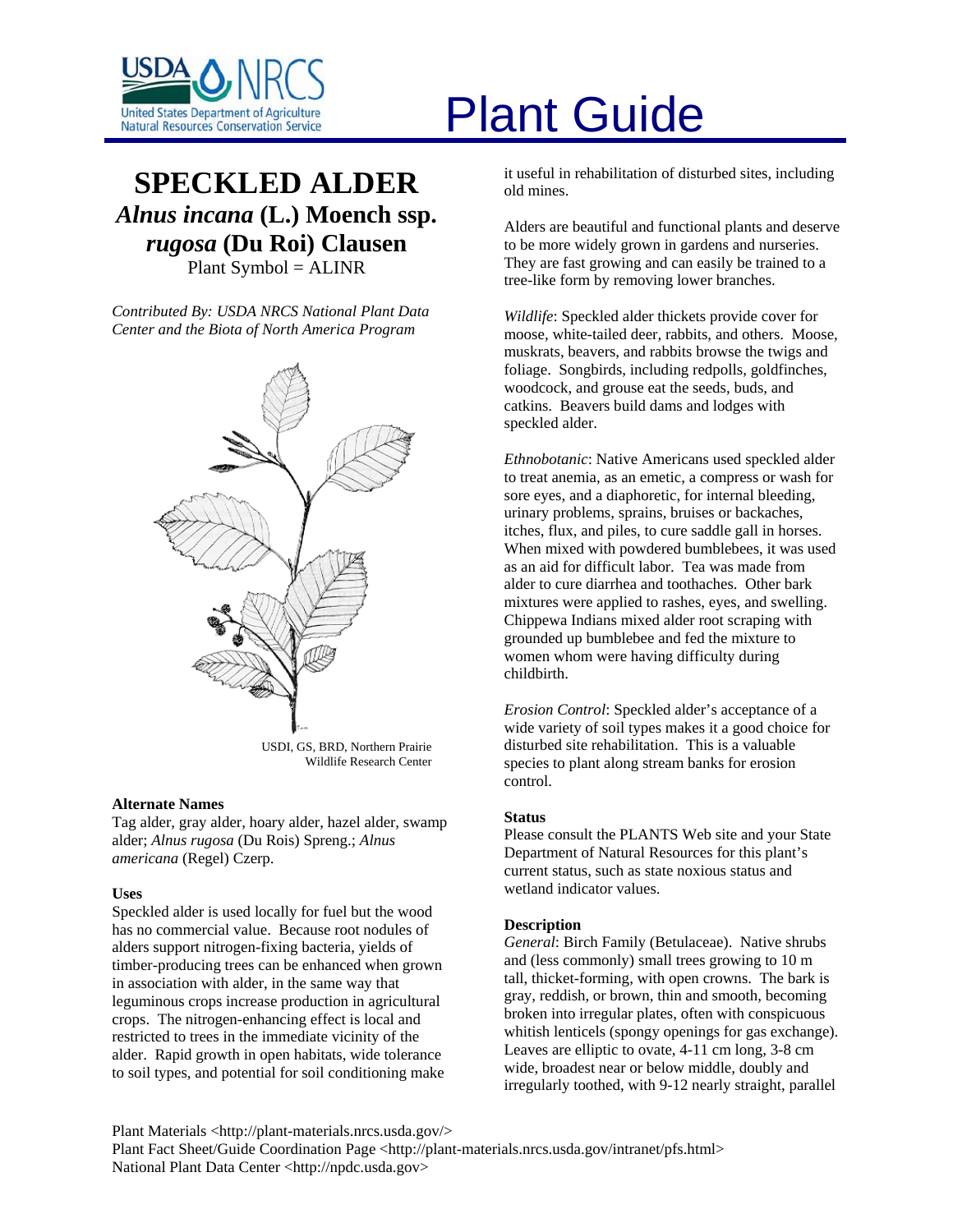# Plant Guide

## SPECKLED ALDER

## *Alnus incana* (L.) Moench ssp. *rugosa* (Du Roi) Clausen

Plant Symbol = ALINR

*Contributed By: USDA NRCS National Plant Data Center and the Biota of North America Program*

USDI, GS, BRD, Northern Prairie Wildlife Research Center

### Alternate Names

Tag alder, gray alder, hoary alder, hazel alder, swamp alder; *Alnus rugosa* (Du Rois) Spreng.; *Alnus americana* (Regel) Czerp.

### Uses

Speckled alder is used locally for fuel but the wood has no commercial value. Because root nodules of alders support nitrogen-fixing bacteria, yields of timber-producing trees can be enhanced when grown in association with alder, in the same way that leguminous crops increase production in agricultural crops. The nitrogen-enhancing effect is local and restricted to trees in the immediate vicinity of the alder. Rapid growth in open habitats, wide tolerance to soil types, and potential for soil conditioning make it useful in rehabilitation of disturbed sites, including old mines.

Alders are beautiful and functional plants and deserve to be more widely grown in gardens and nurseries. They are fast growing and can easily be trained to a tree-like form by removing lower branches.

*Wildlife*: Speckled alder thickets provide cover for moose, white-tailed deer, rabbits, and others. Moose, muskrats, beavers, and rabbits browse the twigs and foliage. Songbirds, including redpolls, goldfinches, woodcock, and grouse eat the seeds, buds, and catkins. Beavers build dams and lodges with speckled alder.

*Ethnobotanic*: Native Americans used speckled alder to treat anemia, as an emetic, a compress or wash for sore eyes, and a diaphoretic, for internal bleeding, urinary problems, sprains, bruises or backaches, itches, flux, and piles, to cure saddle gall in horses. When mixed with powdered bumblebees, it was used as an aid for difficult labor. Tea was made from alder to cure diarrhea and toothaches. Other bark mixtures were applied to rashes, eyes, and swelling. Chippewa Indians mixed alder root scraping with grounded up bumblebee and fed the mixture to women whom were having difficulty during childbirth.

*Erosion Control*: Speckled alder's acceptance of a wide variety of soil types makes it a good choice for disturbed site rehabilitation. This is a valuable species to plant along stream banks for erosion control.

### Status

Please consult the PLANTS Web site and your State Department of Natural Resources for this plant's current status, such as state noxious status and wetland indicator values.

### Description

*General*: Birch Family (Betulaceae). Native shrubs and (less commonly) small trees growing to 10 m tall, thicket-forming, with open crowns. The bark is gray, reddish, or brown, thin and smooth, becoming broken into irregular plates, often with conspicuous whitish lenticels (spongy openings for gas exchange). Leaves are elliptic to ovate, 4-11 cm long, 3-8 cm wide, broadest near or below middle, doubly and irregularly toothed, with 9-12 nearly straight, parallel

Plant Materials <http://plant-materials.nrcs.usda.gov/>
Plant Fact Sheet/Guide Coordination Page <http://plant-materials.nrcs.usda.gov/intranet/pfs.html>
National Plant Data Center <http://npdc.usda.gov>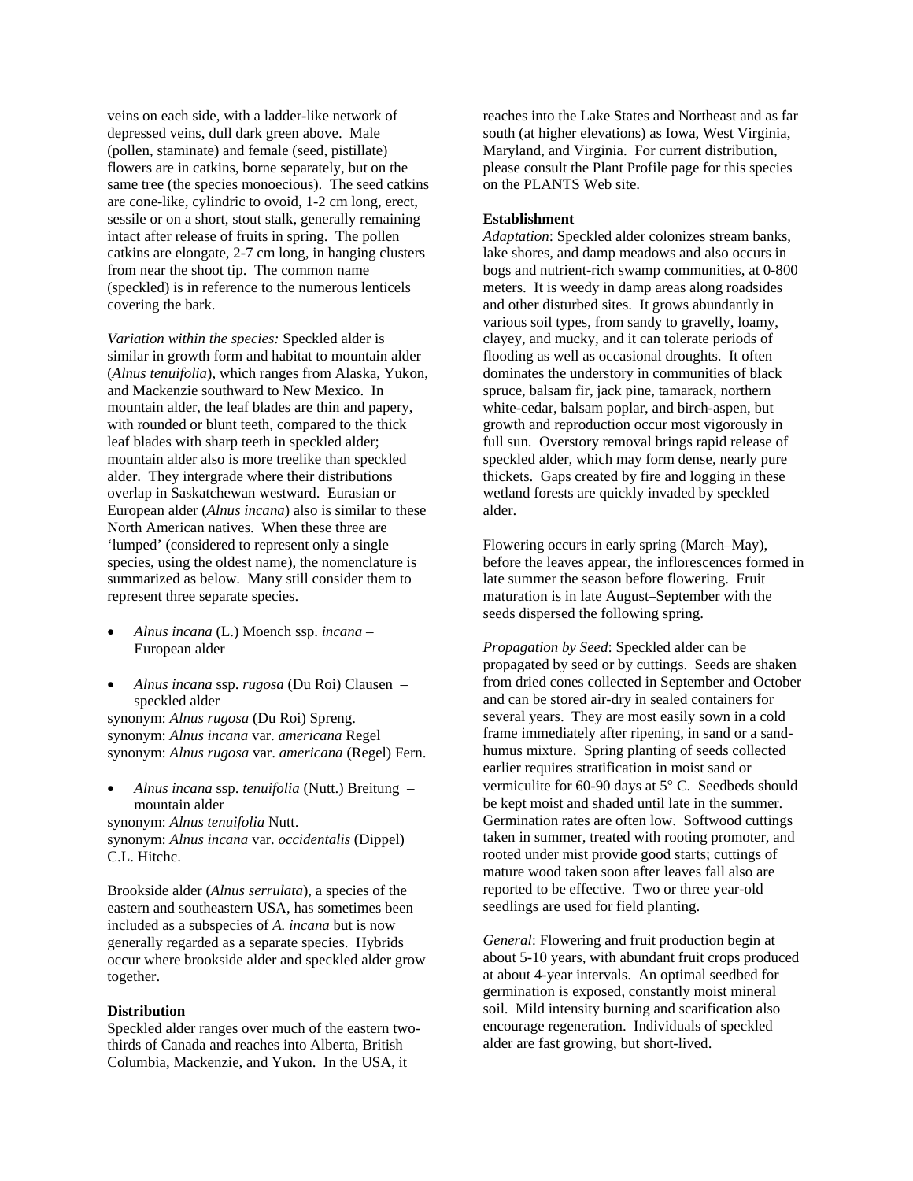veins on each side, with a ladder-like network of depressed veins, dull dark green above. Male (pollen, staminate) and female (seed, pistillate) flowers are in catkins, borne separately, but on the same tree (the species monoecious). The seed catkins are cone-like, cylindric to ovoid, 1-2 cm long, erect, sessile or on a short, stout stalk, generally remaining intact after release of fruits in spring. The pollen catkins are elongate, 2-7 cm long, in hanging clusters from near the shoot tip. The common name (speckled) is in reference to the numerous lenticels covering the bark.

*Variation within the species:* Speckled alder is similar in growth form and habitat to mountain alder (*Alnus tenuifolia*), which ranges from Alaska, Yukon, and Mackenzie southward to New Mexico. In mountain alder, the leaf blades are thin and papery, with rounded or blunt teeth, compared to the thick leaf blades with sharp teeth in speckled alder; mountain alder also is more treelike than speckled alder. They intergrade where their distributions overlap in Saskatchewan westward. Eurasian or European alder (*Alnus incana*) also is similar to these North American natives. When these three are 'lumped' (considered to represent only a single species, using the oldest name), the nomenclature is summarized as below. Many still consider them to represent three separate species.

- *Alnus incana* (L.) Moench ssp. *incana* – European alder

- *Alnus incana* ssp. *rugosa* (Du Roi) Clausen – speckled alder

synonym: *Alnus rugosa* (Du Roi) Spreng.
synonym: *Alnus incana* var. *americana* Regel
synonym: *Alnus rugosa* var. *americana* (Regel) Fern.

- *Alnus incana* ssp. *tenuifolia* (Nutt.) Breitung – mountain alder

synonym: *Alnus tenuifolia* Nutt.
synonym: *Alnus incana* var. *occidentalis* (Dippel) C.L. Hitchc.

Brookside alder (*Alnus serrulata*), a species of the eastern and southeastern USA, has sometimes been included as a subspecies of *A. incana* but is now generally regarded as a separate species. Hybrids occur where brookside alder and speckled alder grow together.

**Distribution**

Speckled alder ranges over much of the eastern two-thirds of Canada and reaches into Alberta, British Columbia, Mackenzie, and Yukon. In the USA, it reaches into the Lake States and Northeast and as far south (at higher elevations) as Iowa, West Virginia, Maryland, and Virginia. For current distribution, please consult the Plant Profile page for this species on the PLANTS Web site.

**Establishment**

*Adaptation*: Speckled alder colonizes stream banks, lake shores, and damp meadows and also occurs in bogs and nutrient-rich swamp communities, at 0-800 meters. It is weedy in damp areas along roadsides and other disturbed sites. It grows abundantly in various soil types, from sandy to gravelly, loamy, clayey, and mucky, and it can tolerate periods of flooding as well as occasional droughts. It often dominates the understory in communities of black spruce, balsam fir, jack pine, tamarack, northern white-cedar, balsam poplar, and birch-aspen, but growth and reproduction occur most vigorously in full sun. Overstory removal brings rapid release of speckled alder, which may form dense, nearly pure thickets. Gaps created by fire and logging in these wetland forests are quickly invaded by speckled alder.

Flowering occurs in early spring (March–May), before the leaves appear, the inflorescences formed in late summer the season before flowering. Fruit maturation is in late August–September with the seeds dispersed the following spring.

*Propagation by Seed*: Speckled alder can be propagated by seed or by cuttings. Seeds are shaken from dried cones collected in September and October and can be stored air-dry in sealed containers for several years. They are most easily sown in a cold frame immediately after ripening, in sand or a sand-humus mixture. Spring planting of seeds collected earlier requires stratification in moist sand or vermiculite for 60-90 days at 5° C. Seedbeds should be kept moist and shaded until late in the summer. Germination rates are often low. Softwood cuttings taken in summer, treated with rooting promoter, and rooted under mist provide good starts; cuttings of mature wood taken soon after leaves fall also are reported to be effective. Two or three year-old seedlings are used for field planting.

*General*: Flowering and fruit production begin at about 5-10 years, with abundant fruit crops produced at about 4-year intervals. An optimal seedbed for germination is exposed, constantly moist mineral soil. Mild intensity burning and scarification also encourage regeneration. Individuals of speckled alder are fast growing, but short-lived.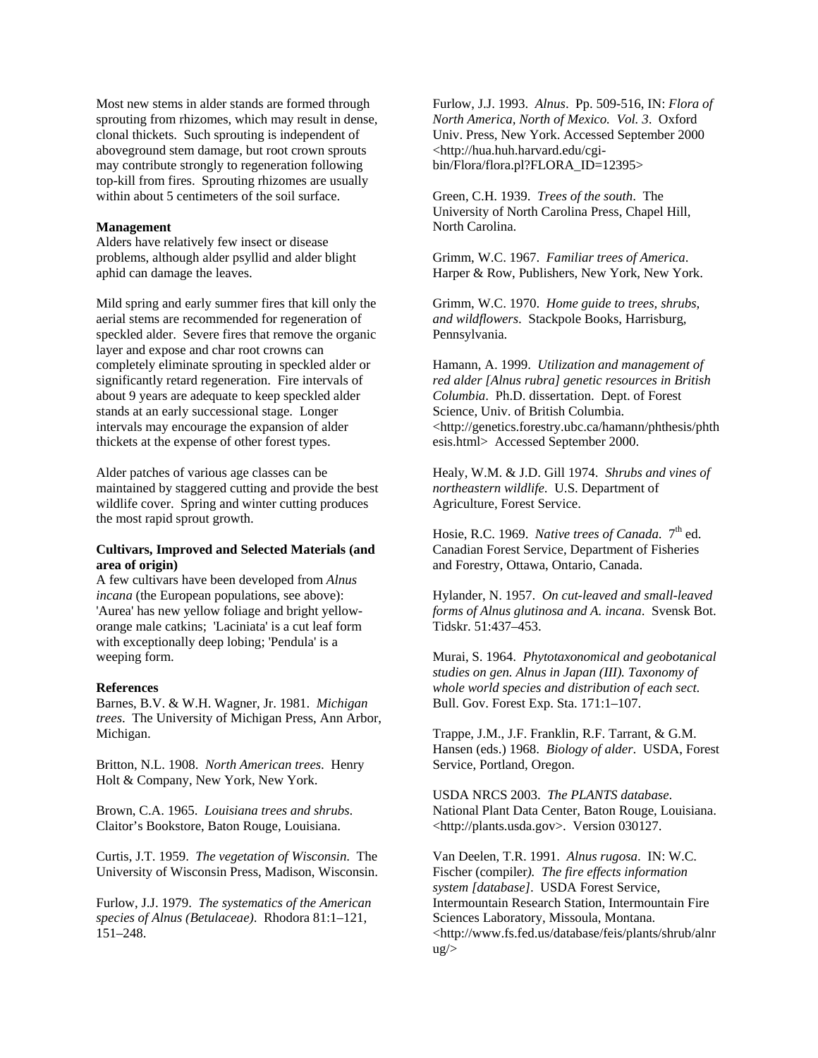Most new stems in alder stands are formed through sprouting from rhizomes, which may result in dense, clonal thickets. Such sprouting is independent of aboveground stem damage, but root crown sprouts may contribute strongly to regeneration following top-kill from fires. Sprouting rhizomes are usually within about 5 centimeters of the soil surface.

**Management**

Alders have relatively few insect or disease problems, although alder psyllid and alder blight aphid can damage the leaves.

Mild spring and early summer fires that kill only the aerial stems are recommended for regeneration of speckled alder. Severe fires that remove the organic layer and expose and char root crowns can completely eliminate sprouting in speckled alder or significantly retard regeneration. Fire intervals of about 9 years are adequate to keep speckled alder stands at an early successional stage. Longer intervals may encourage the expansion of alder thickets at the expense of other forest types.

Alder patches of various age classes can be maintained by staggered cutting and provide the best wildlife cover. Spring and winter cutting produces the most rapid sprout growth.

**Cultivars, Improved and Selected Materials (and area of origin)**

A few cultivars have been developed from *Alnus incana* (the European populations, see above): 'Aurea' has new yellow foliage and bright yellow-orange male catkins; 'Laciniata' is a cut leaf form with exceptionally deep lobing; 'Pendula' is a weeping form.

**References**

Barnes, B.V. & W.H. Wagner, Jr. 1981. *Michigan trees*. The University of Michigan Press, Ann Arbor, Michigan.

Britton, N.L. 1908. *North American trees*. Henry Holt & Company, New York, New York.

Brown, C.A. 1965. *Louisiana trees and shrubs*. Claitor's Bookstore, Baton Rouge, Louisiana.

Curtis, J.T. 1959. *The vegetation of Wisconsin*. The University of Wisconsin Press, Madison, Wisconsin.

Furlow, J.J. 1979. *The systematics of the American species of Alnus (Betulaceae)*. Rhodora 81:1–121, 151–248.

Furlow, J.J. 1993. *Alnus*. Pp. 509-516, IN: *Flora of North America, North of Mexico. Vol. 3*. Oxford Univ. Press, New York. Accessed September 2000 <http://hua.huh.harvard.edu/cgi-bin/Flora/flora.pl?FLORA_ID=12395>

Green, C.H. 1939. *Trees of the south*. The University of North Carolina Press, Chapel Hill, North Carolina.

Grimm, W.C. 1967. *Familiar trees of America*. Harper & Row, Publishers, New York, New York.

Grimm, W.C. 1970. *Home guide to trees, shrubs, and wildflowers*. Stackpole Books, Harrisburg, Pennsylvania.

Hamann, A. 1999. *Utilization and management of red alder [Alnus rubra] genetic resources in British Columbia*. Ph.D. dissertation. Dept. of Forest Science, Univ. of British Columbia. <http://genetics.forestry.ubc.ca/hamann/phthesis/phthesis.html> Accessed September 2000.

Healy, W.M. & J.D. Gill 1974. *Shrubs and vines of northeastern wildlife*. U.S. Department of Agriculture, Forest Service.

Hosie, R.C. 1969. *Native trees of Canada*. 7th ed. Canadian Forest Service, Department of Fisheries and Forestry, Ottawa, Ontario, Canada.

Hylander, N. 1957. *On cut-leaved and small-leaved forms of Alnus glutinosa and A. incana*. Svensk Bot. Tidskr. 51:437–453.

Murai, S. 1964. *Phytotaxonomical and geobotanical studies on gen. Alnus in Japan (III). Taxonomy of whole world species and distribution of each sect*. Bull. Gov. Forest Exp. Sta. 171:1–107.

Trappe, J.M., J.F. Franklin, R.F. Tarrant, & G.M. Hansen (eds.) 1968. *Biology of alder*. USDA, Forest Service, Portland, Oregon.

USDA NRCS 2003. *The PLANTS database*. National Plant Data Center, Baton Rouge, Louisiana. <http://plants.usda.gov>. Version 030127.

Van Deelen, T.R. 1991. *Alnus rugosa*. IN: W.C. Fischer (compiler*). The fire effects information system [database]*. USDA Forest Service, Intermountain Research Station, Intermountain Fire Sciences Laboratory, Missoula, Montana. <http://www.fs.fed.us/database/feis/plants/shrub/alnrug/>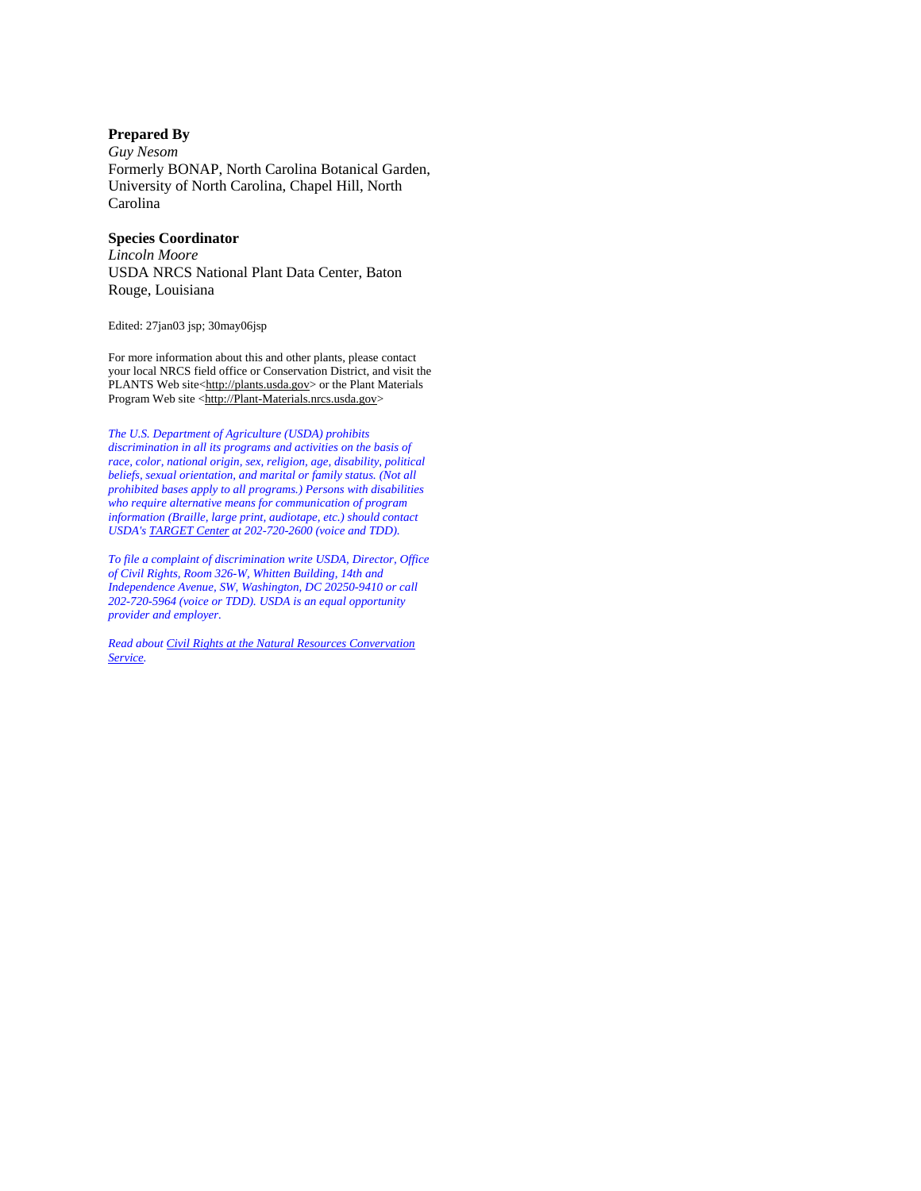**Prepared By**

*Guy Nesom*
Formerly BONAP, North Carolina Botanical Garden, University of North Carolina, Chapel Hill, North Carolina

**Species Coordinator**

*Lincoln Moore*
USDA NRCS National Plant Data Center, Baton Rouge, Louisiana

Edited: 27jan03 jsp; 30may06jsp

For more information about this and other plants, please contact your local NRCS field office or Conservation District, and visit the PLANTS Web site<http://plants.usda.gov> or the Plant Materials Program Web site <http://Plant-Materials.nrcs.usda.gov>

*The U.S. Department of Agriculture (USDA) prohibits discrimination in all its programs and activities on the basis of race, color, national origin, sex, religion, age, disability, political beliefs, sexual orientation, and marital or family status. (Not all prohibited bases apply to all programs.) Persons with disabilities who require alternative means for communication of program information (Braille, large print, audiotape, etc.) should contact USDA's TARGET Center at 202-720-2600 (voice and TDD).*

*To file a complaint of discrimination write USDA, Director, Office of Civil Rights, Room 326-W, Whitten Building, 14th and Independence Avenue, SW, Washington, DC 20250-9410 or call 202-720-5964 (voice or TDD). USDA is an equal opportunity provider and employer.*

*Read about Civil Rights at the Natural Resources Convervation Service.*